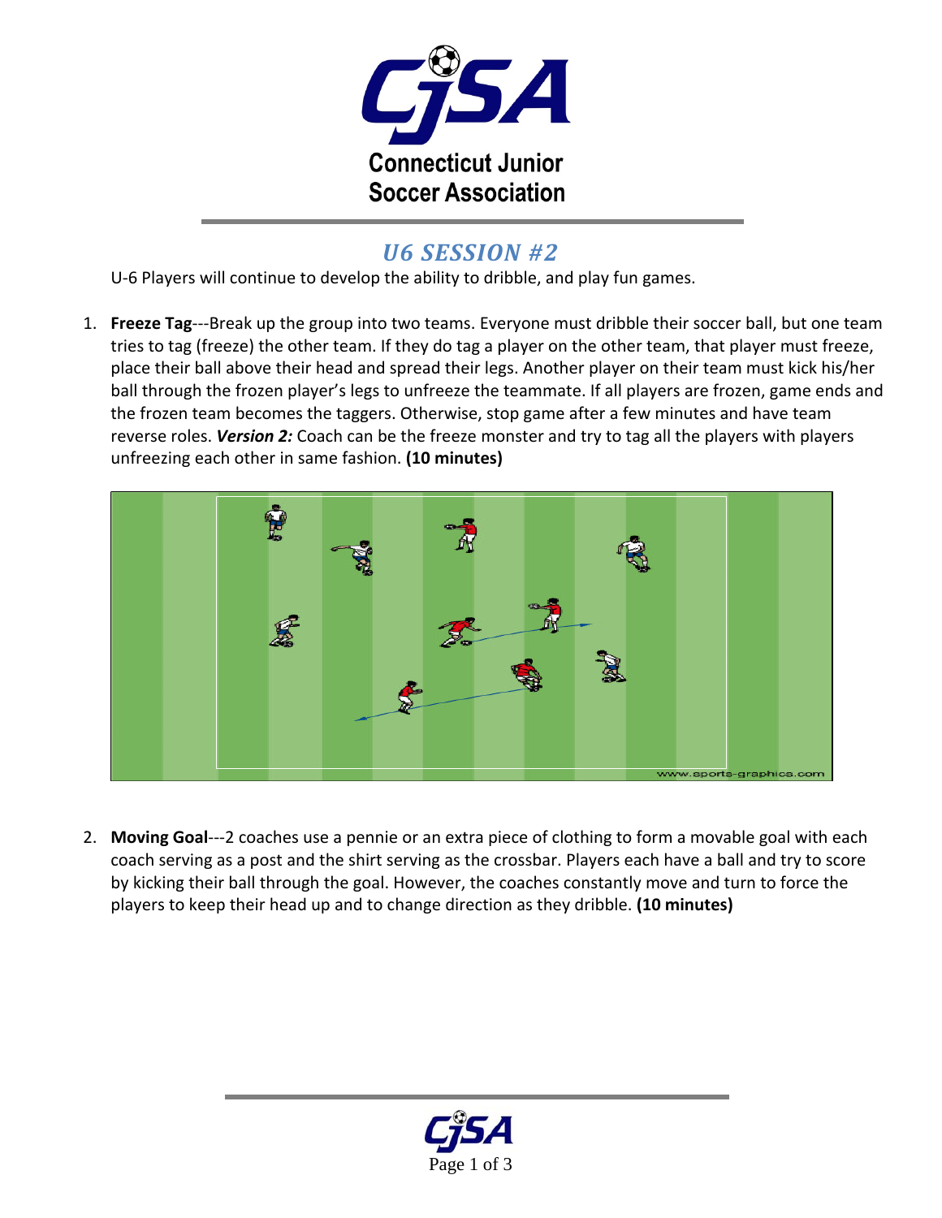Connecticut Junior Soccer Association

## *U6 SESSION #2*

U-6 Players will continue to develop the ability to dribble, and play fun games.

1. **Freeze Tag**---Break up the group into two teams. Everyone must dribble their soccer ball, but one team tries to tag (freeze) the other team. If they do tag a player on the other team, that player must freeze, place their ball above their head and spread their legs. Another player on their team must kick his/her ball through the frozen player's legs to unfreeze the teammate. If all players are frozen, game ends and the frozen team becomes the taggers. Otherwise, stop game after a few minutes and have team reverse roles. ***Version 2:*** Coach can be the freeze monster and try to tag all the players with players unfreezing each other in same fashion. **(10 minutes)**

2. **Moving Goal**---2 coaches use a pennie or an extra piece of clothing to form a movable goal with each coach serving as a post and the shirt serving as the crossbar. Players each have a ball and try to score by kicking their ball through the goal. However, the coaches constantly move and turn to force the players to keep their head up and to change direction as they dribble. **(10 minutes)**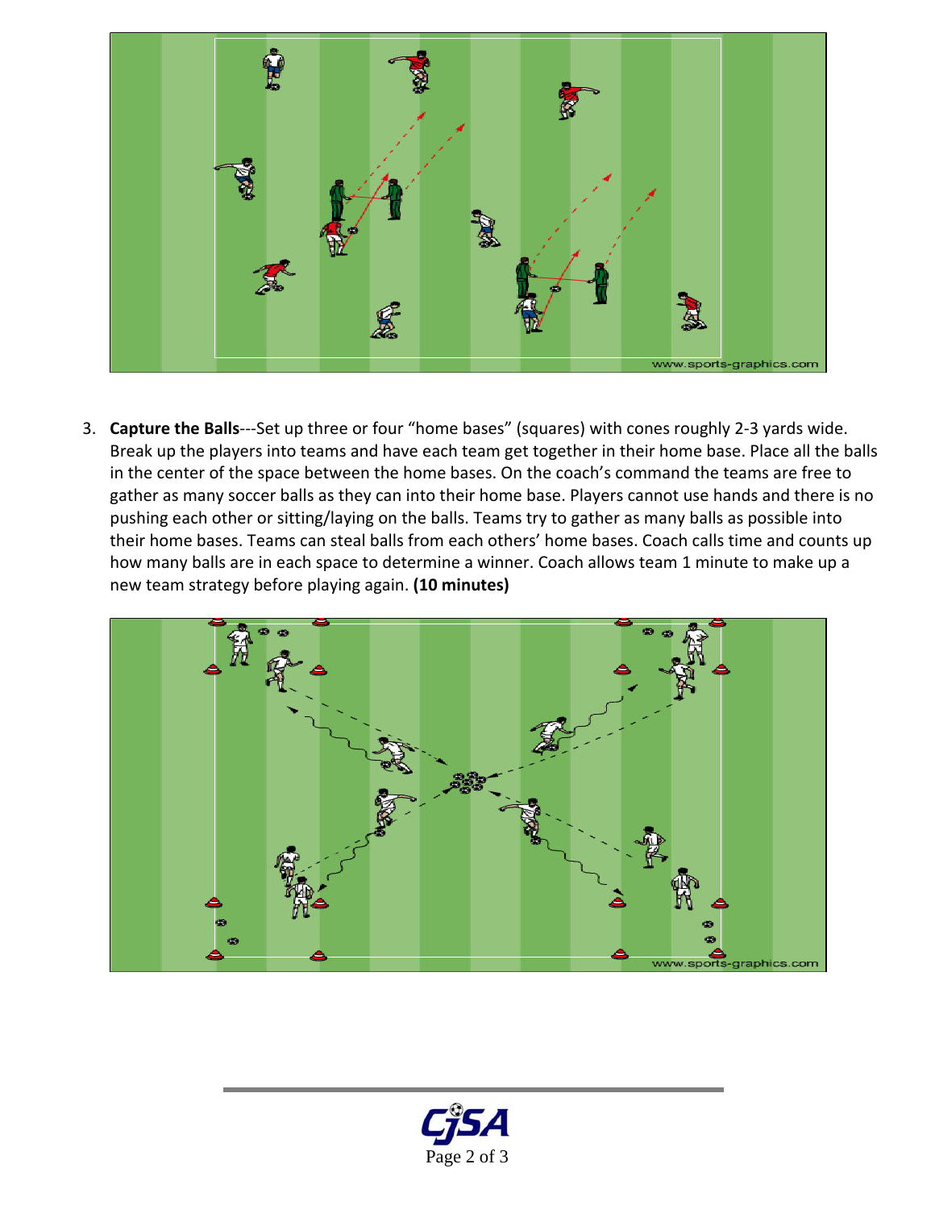3. **Capture the Balls**---Set up three or four "home bases" (squares) with cones roughly 2-3 yards wide. Break up the players into teams and have each team get together in their home base. Place all the balls in the center of the space between the home bases. On the coach's command the teams are free to gather as many soccer balls as they can into their home base. Players cannot use hands and there is no pushing each other or sitting/laying on the balls. Teams try to gather as many balls as possible into their home bases. Teams can steal balls from each others' home bases. Coach calls time and counts up how many balls are in each space to determine a winner. Coach allows team 1 minute to make up a new team strategy before playing again. **(10 minutes)**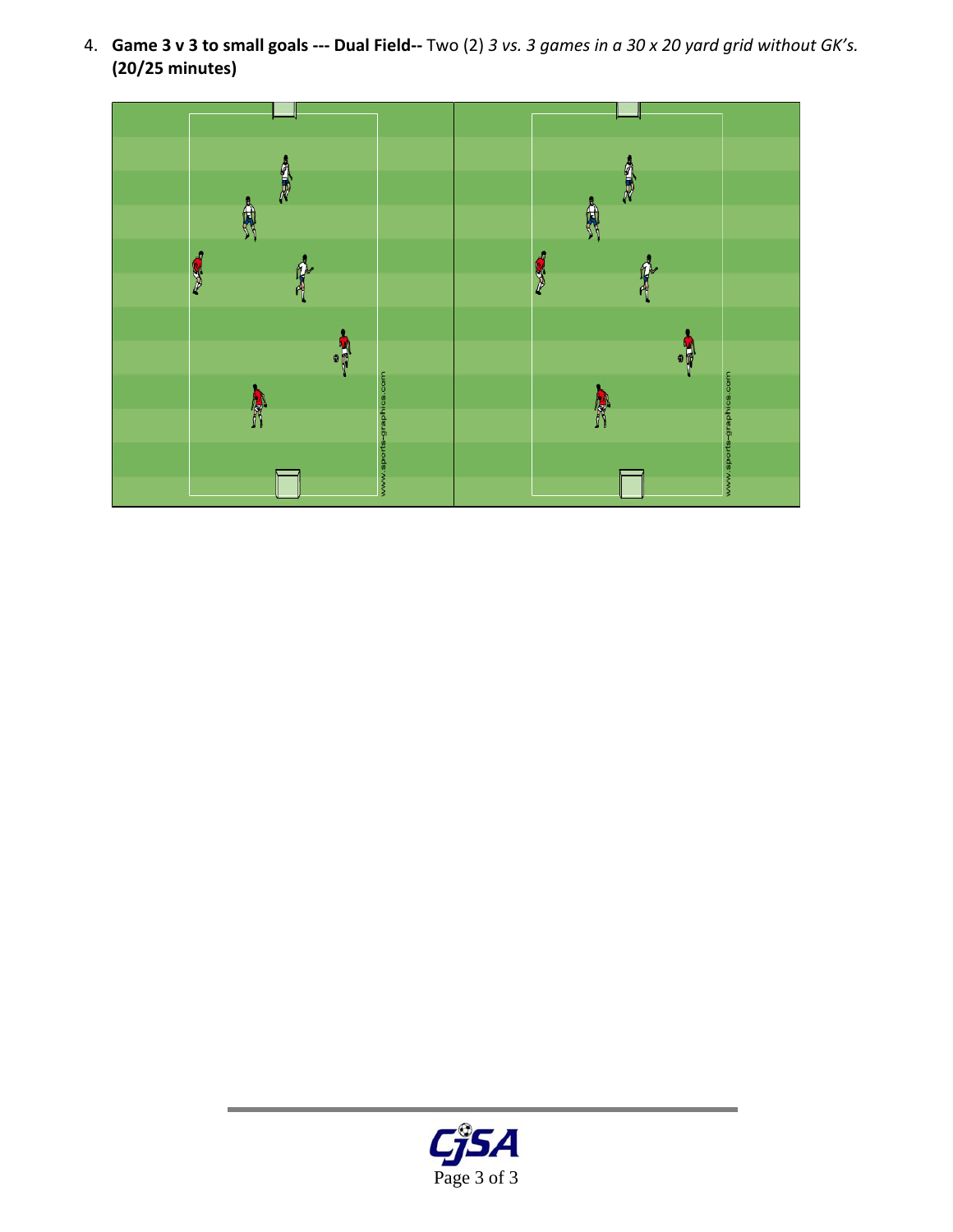4. **Game 3 v 3 to small goals --- Dual Field--** Two (2) *3 vs. 3 games in a 30 x 20 yard grid without GK's.* **(20/25 minutes)**